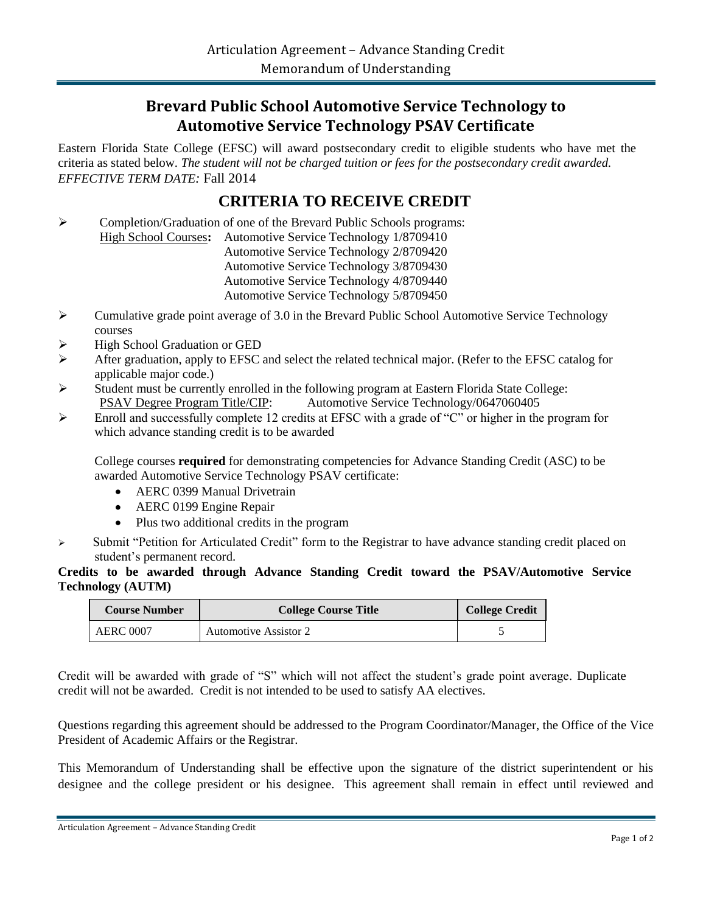Articulation Agreement – Advance Standing Credit
Memorandum of Understanding

# Brevard Public School Automotive Service Technology to Automotive Service Technology PSAV Certificate

Eastern Florida State College (EFSC) will award postsecondary credit to eligible students who have met the criteria as stated below. *The student will not be charged tuition or fees for the postsecondary credit awarded. EFFECTIVE TERM DATE:* Fall 2014

## CRITERIA TO RECEIVE CREDIT

- Completion/Graduation of one of the Brevard Public Schools programs:
  High School Courses**:** Automotive Service Technology 1/8709410
  Automotive Service Technology 2/8709420
  Automotive Service Technology 3/8709430
  Automotive Service Technology 4/8709440
  Automotive Service Technology 5/8709450
- Cumulative grade point average of 3.0 in the Brevard Public School Automotive Service Technology courses
- High School Graduation or GED
- After graduation, apply to EFSC and select the related technical major. (Refer to the EFSC catalog for applicable major code.)
- Student must be currently enrolled in the following program at Eastern Florida State College:
  PSAV Degree Program Title/CIP: Automotive Service Technology/0647060405
- Enroll and successfully complete 12 credits at EFSC with a grade of "C" or higher in the program for which advance standing credit is to be awarded

  College courses **required** for demonstrating competencies for Advance Standing Credit (ASC) to be awarded Automotive Service Technology PSAV certificate:
  - AERC 0399 Manual Drivetrain
  - AERC 0199 Engine Repair
  - Plus two additional credits in the program
- Submit "Petition for Articulated Credit" form to the Registrar to have advance standing credit placed on student's permanent record.

**Credits to be awarded through Advance Standing Credit toward the PSAV/Automotive Service Technology (AUTM)**

| Course Number | College Course Title | College Credit |
| --- | --- | --- |
| AERC 0007 | Automotive Assistor 2 | 5 |

Credit will be awarded with grade of "S" which will not affect the student's grade point average. Duplicate credit will not be awarded. Credit is not intended to be used to satisfy AA electives.

Questions regarding this agreement should be addressed to the Program Coordinator/Manager, the Office of the Vice President of Academic Affairs or the Registrar.

This Memorandum of Understanding shall be effective upon the signature of the district superintendent or his designee and the college president or his designee. This agreement shall remain in effect until reviewed and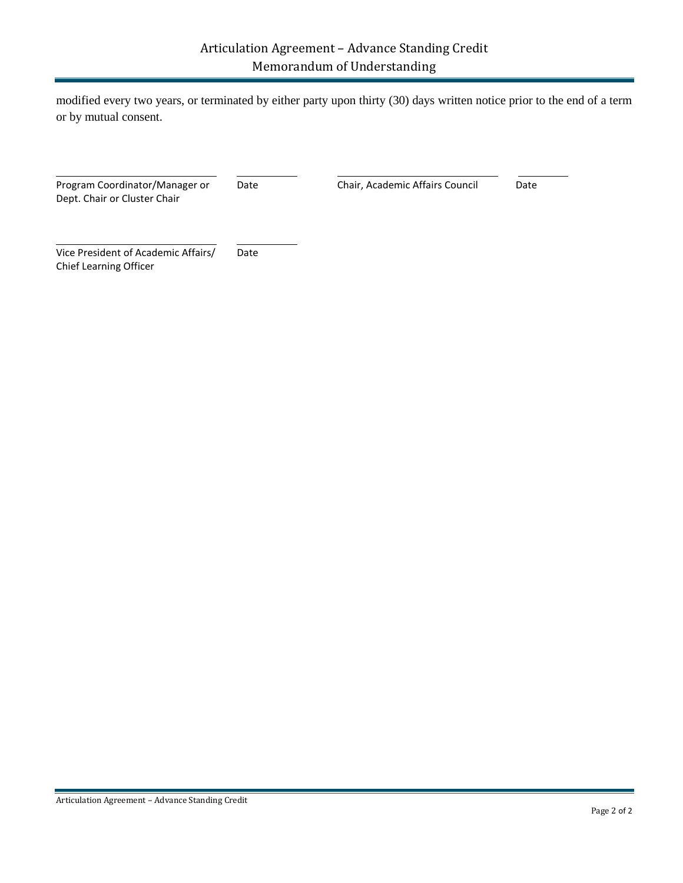modified every two years, or terminated by either party upon thirty (30) days written notice prior to the end of a term or by mutual consent.

| | | | |
|---|---|---|---|
| Program Coordinator/Manager or Dept. Chair or Cluster Chair | Date | Chair, Academic Affairs Council | Date |
| Vice President of Academic Affairs/ Chief Learning Officer | Date | | |